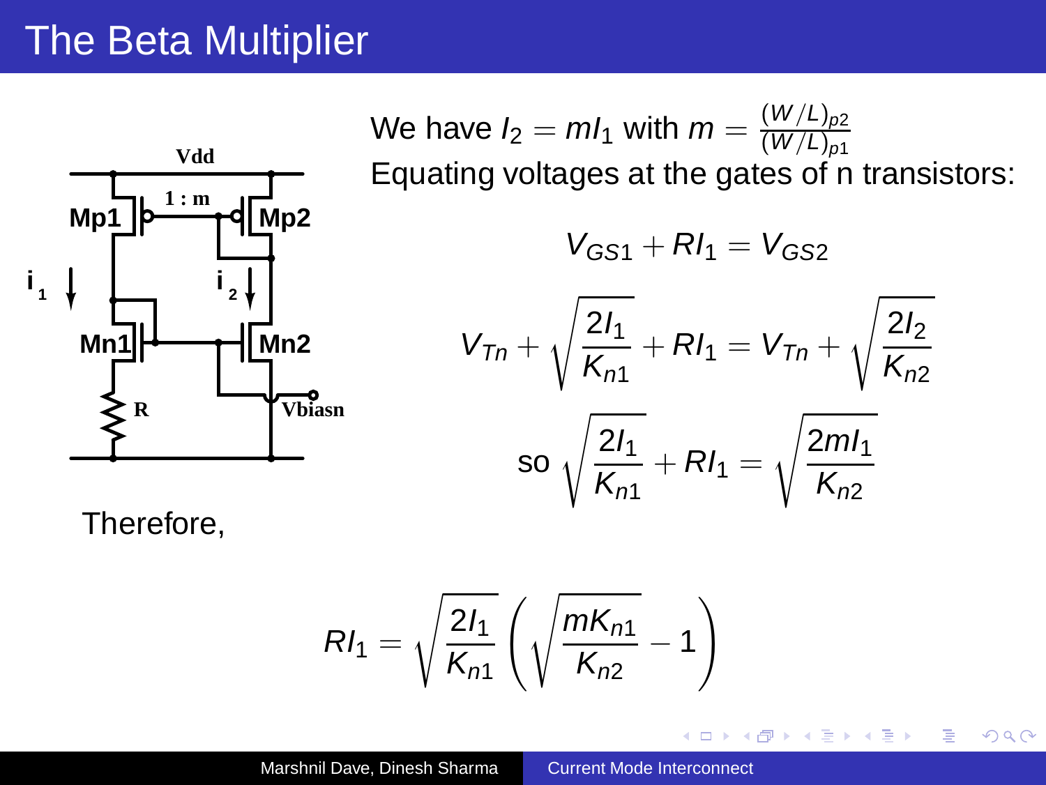# The Beta Multiplier

We have $I_2 = mI_1$ with $m = \frac{(W/L)_{p2}}{(W/L)_{p1}}$

Equating voltages at the gates of n transistors:

$$V_{GS1} + RI_1 = V_{GS2}$$

$$V_{Tn} + \sqrt{\frac{2I_1}{K_{n1}}} + RI_1 = V_{Tn} + \sqrt{\frac{2I_2}{K_{n2}}}$$

$$\text{so } \sqrt{\frac{2I_1}{K_{n1}}} + RI_1 = \sqrt{\frac{2mI_1}{K_{n2}}}$$

Therefore,

$$RI_1 = \sqrt{\frac{2I_1}{K_{n1}}}\left(\sqrt{\frac{mK_{n1}}{K_{n2}}} - 1\right)$$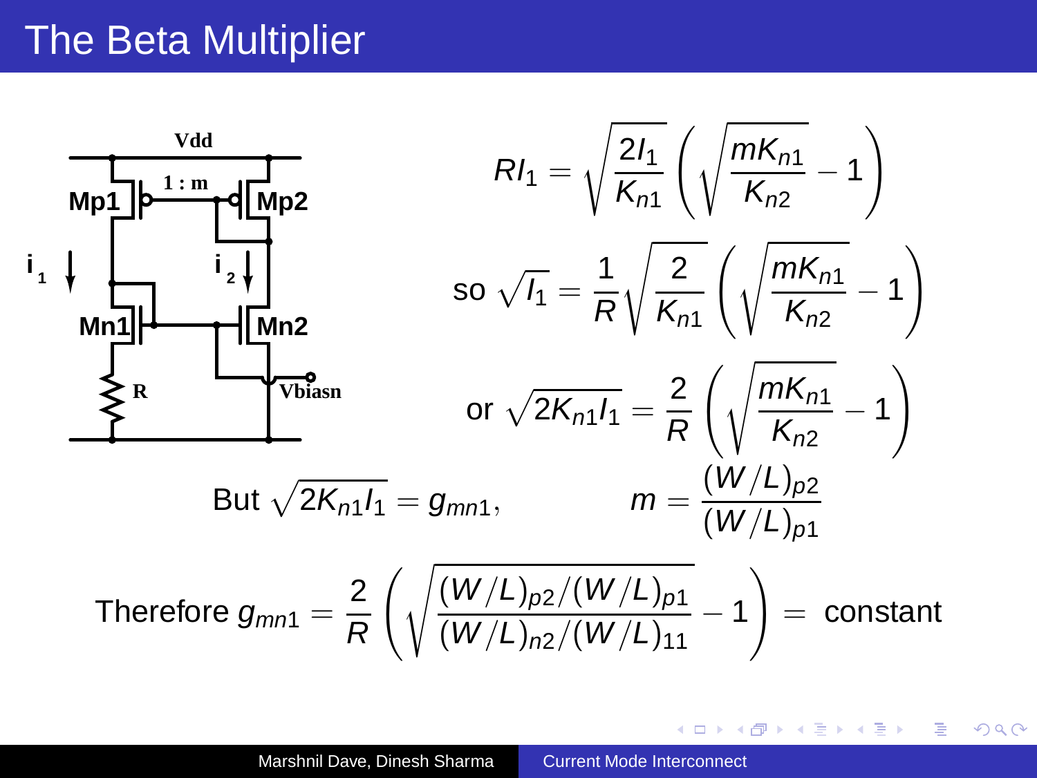# The Beta Multiplier

Vdd

Mp1 1 : m Mp2

$i_1$ $i_2$

Mn1 Mn2

R Vbiasn

$$RI_1 = \sqrt{\frac{2I_1}{K_{n1}}}\left(\sqrt{\frac{mK_{n1}}{K_{n2}}} - 1\right)$$

$$\text{so } \sqrt{I_1} = \frac{1}{R}\sqrt{\frac{2}{K_{n1}}}\left(\sqrt{\frac{mK_{n1}}{K_{n2}}} - 1\right)$$

$$\text{or } \sqrt{2K_{n1}I_1} = \frac{2}{R}\left(\sqrt{\frac{mK_{n1}}{K_{n2}}} - 1\right)$$

But $\sqrt{2K_{n1}I_1} = g_{mn1}$, $\qquad m = \dfrac{(W/L)_{p2}}{(W/L)_{p1}}$

$$\text{Therefore } g_{mn1} = \frac{2}{R}\left(\sqrt{\frac{(W/L)_{p2}/(W/L)_{p1}}{(W/L)_{n2}/(W/L)_{11}}} - 1\right) = \text{ constant}$$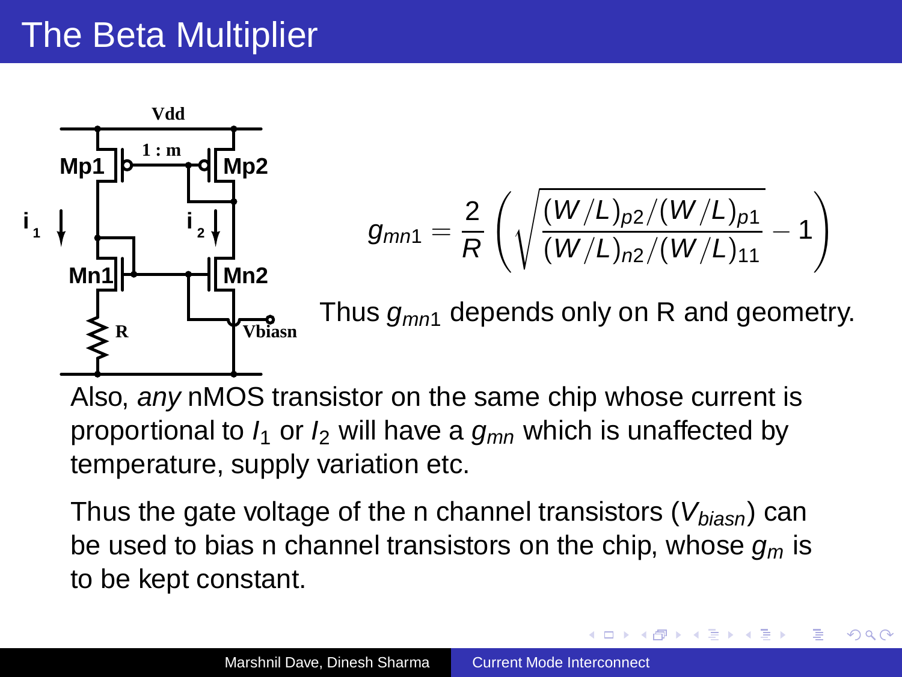# The Beta Multiplier

$$g_{mn1} = \frac{2}{R}\left(\sqrt{\frac{(W/L)_{p2}/(W/L)_{p1}}{(W/L)_{n2}/(W/L)_{11}}} - 1\right)$$

Thus $g_{mn1}$ depends only on R and geometry.

Also, *any* nMOS transistor on the same chip whose current is proportional to $I_1$ or $I_2$ will have a $g_{mn}$ which is unaffected by temperature, supply variation etc.

Thus the gate voltage of the n channel transistors ($V_{biasn}$) can be used to bias n channel transistors on the chip, whose $g_m$ is to be kept constant.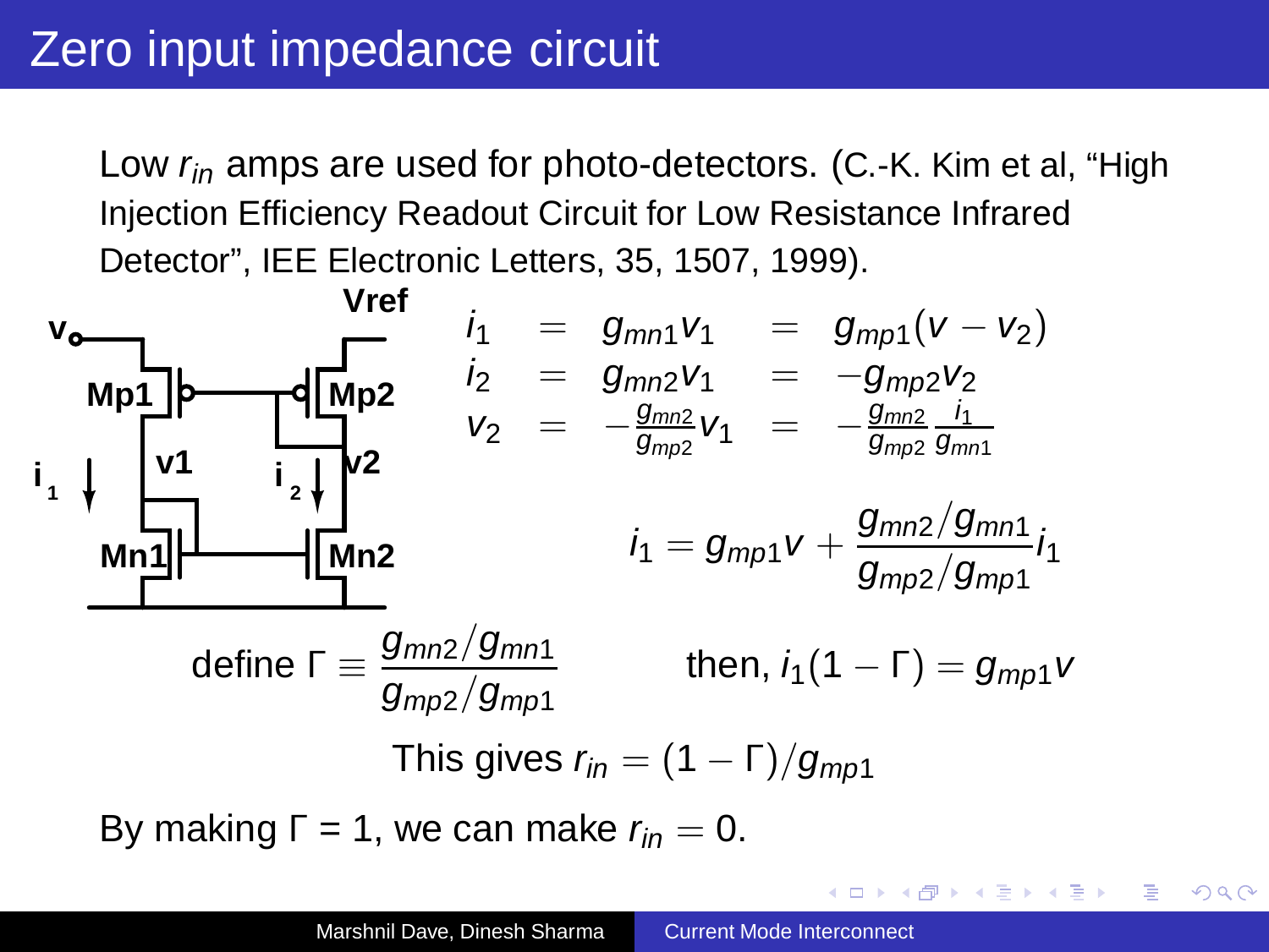# Zero input impedance circuit

Low $r_{in}$ amps are used for photo-detectors. (C.-K. Kim et al, “High Injection Efficiency Readout Circuit for Low Resistance Infrared Detector”, IEE Electronic Letters, 35, 1507, 1999).

$$
\begin{aligned}
i_1 &= g_{mn1}v_1 &&= g_{mp1}(v - v_2) \\
i_2 &= g_{mn2}v_1 &&= -g_{mp2}v_2 \\
v_2 &= -\frac{g_{mn2}}{g_{mp2}}v_1 &&= -\frac{g_{mn2}}{g_{mp2}}\frac{i_1}{g_{mn1}}
\end{aligned}
$$

$$i_1 = g_{mp1}v + \frac{g_{mn2}/g_{mn1}}{g_{mp2}/g_{mp1}}i_1$$

define $\Gamma \equiv \dfrac{g_{mn2}/g_{mn1}}{g_{mp2}/g_{mp1}}$ then, $i_1(1 - \Gamma) = g_{mp1}v$

This gives $r_{in} = (1 - \Gamma)/g_{mp1}$

By making Γ = 1, we can make $r_{in} = 0$.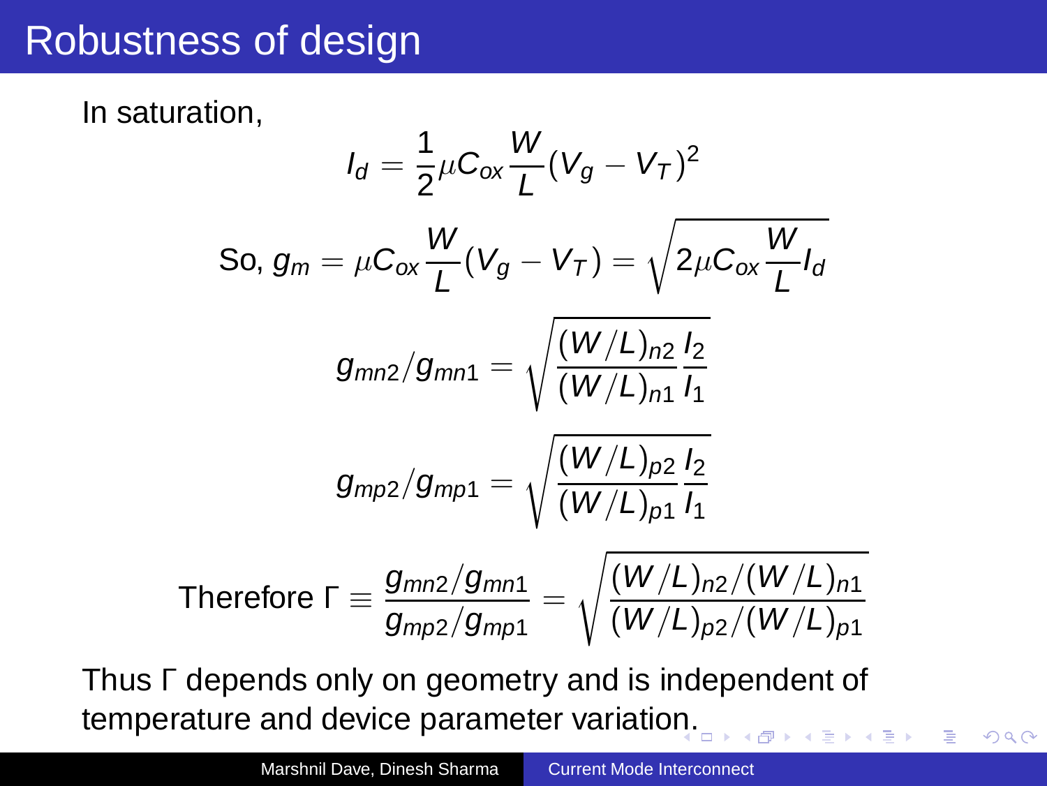# Robustness of design

In saturation,

$$I_d = \frac{1}{2}\mu C_{ox}\frac{W}{L}(V_g - V_T)^2$$

$$\text{So, } g_m = \mu C_{ox}\frac{W}{L}(V_g - V_T) = \sqrt{2\mu C_{ox}\frac{W}{L}I_d}$$

$$g_{mn2}/g_{mn1} = \sqrt{\frac{(W/L)_{n2}}{(W/L)_{n1}}\frac{I_2}{I_1}}$$

$$g_{mp2}/g_{mp1} = \sqrt{\frac{(W/L)_{p2}}{(W/L)_{p1}}\frac{I_2}{I_1}}$$

$$\text{Therefore } \Gamma \equiv \frac{g_{mn2}/g_{mn1}}{g_{mp2}/g_{mp1}} = \sqrt{\frac{(W/L)_{n2}/(W/L)_{n1}}{(W/L)_{p2}/(W/L)_{p1}}}$$

Thus $\Gamma$ depends only on geometry and is independent of temperature and device parameter variation.